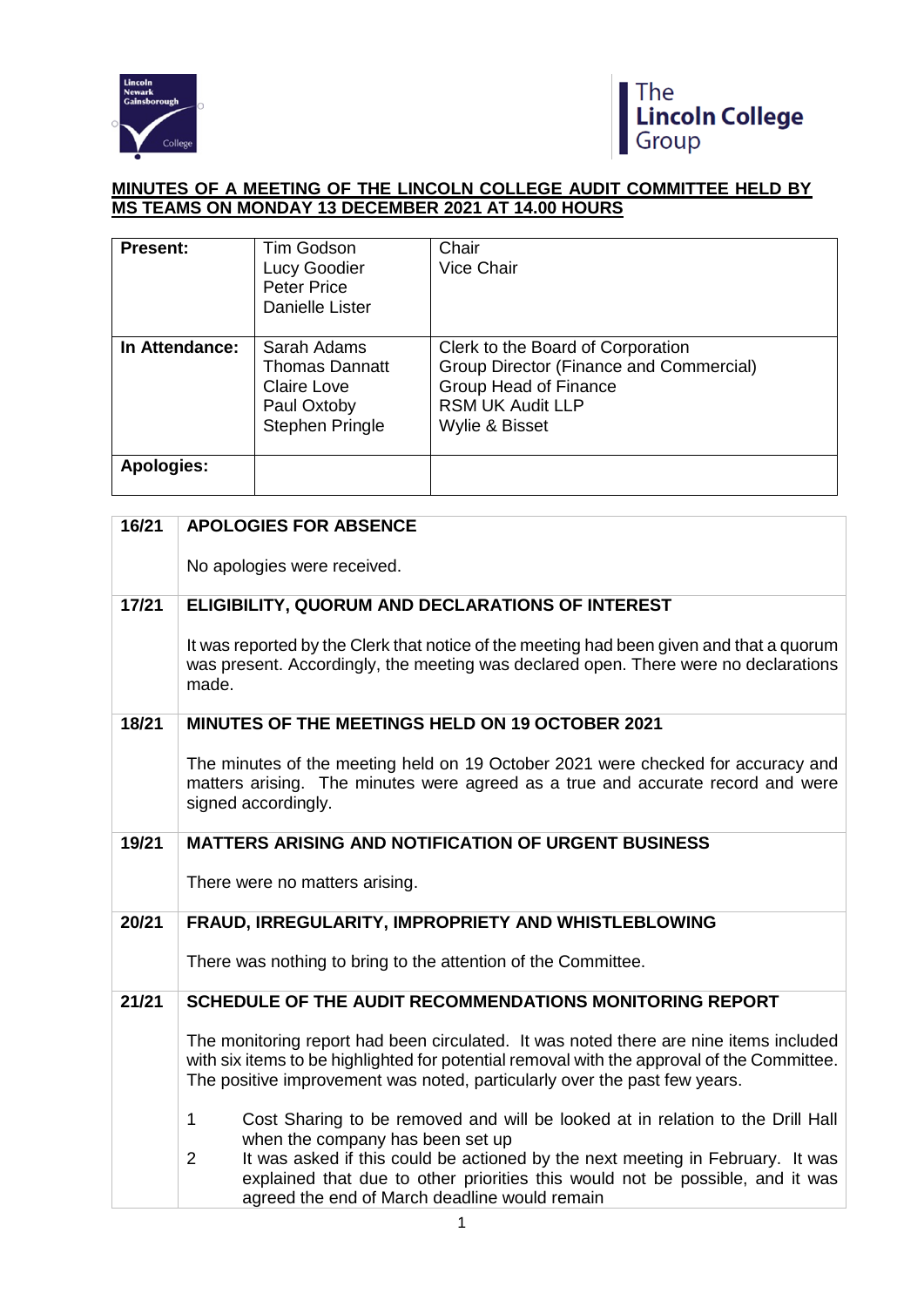**MINUTES OF A MEETING OF THE LINCOLN COLLEGE AUDIT COMMITTEE HELD BY MS TEAMS ON MONDAY 13 DECEMBER 2021 AT 14.00 HOURS**

| | | |
|---|---|---|
| **Present:** | Tim Godson<br>Lucy Goodier<br>Peter Price<br>Danielle Lister | Chair<br>Vice Chair |
| **In Attendance:** | Sarah Adams<br>Thomas Dannatt<br>Claire Love<br>Paul Oxtoby<br>Stephen Pringle | Clerk to the Board of Corporation<br>Group Director (Finance and Commercial)<br>Group Head of Finance<br>RSM UK Audit LLP<br>Wylie & Bisset |
| **Apologies:** | | |

**16/21 APOLOGIES FOR ABSENCE**

No apologies were received.

**17/21 ELIGIBILITY, QUORUM AND DECLARATIONS OF INTEREST**

It was reported by the Clerk that notice of the meeting had been given and that a quorum was present. Accordingly, the meeting was declared open. There were no declarations made.

**18/21 MINUTES OF THE MEETINGS HELD ON 19 OCTOBER 2021**

The minutes of the meeting held on 19 October 2021 were checked for accuracy and matters arising. The minutes were agreed as a true and accurate record and were signed accordingly.

**19/21 MATTERS ARISING AND NOTIFICATION OF URGENT BUSINESS**

There were no matters arising.

**20/21 FRAUD, IRREGULARITY, IMPROPRIETY AND WHISTLEBLOWING**

There was nothing to bring to the attention of the Committee.

**21/21 SCHEDULE OF THE AUDIT RECOMMENDATIONS MONITORING REPORT**

The monitoring report had been circulated. It was noted there are nine items included with six items to be highlighted for potential removal with the approval of the Committee. The positive improvement was noted, particularly over the past few years.

1. Cost Sharing to be removed and will be looked at in relation to the Drill Hall when the company has been set up
2. It was asked if this could be actioned by the next meeting in February. It was explained that due to other priorities this would not be possible, and it was agreed the end of March deadline would remain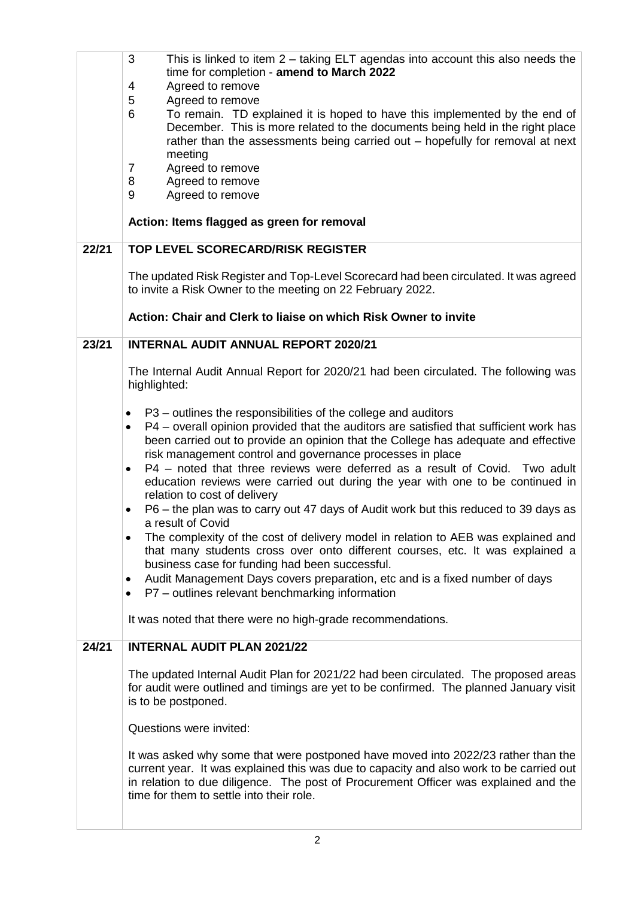| | |
|---|---|
| | 3 This is linked to item 2 – taking ELT agendas into account this also needs the time for completion - **amend to March 2022**<br>4 Agreed to remove<br>5 Agreed to remove<br>6 To remain. TD explained it is hoped to have this implemented by the end of December. This is more related to the documents being held in the right place rather than the assessments being carried out – hopefully for removal at next meeting<br>7 Agreed to remove<br>8 Agreed to remove<br>9 Agreed to remove<br><br>**Action: Items flagged as green for removal** |
| **22/21** | **TOP LEVEL SCORECARD/RISK REGISTER**<br><br>The updated Risk Register and Top-Level Scorecard had been circulated. It was agreed to invite a Risk Owner to the meeting on 22 February 2022.<br><br>**Action: Chair and Clerk to liaise on which Risk Owner to invite** |
| **23/21** | **INTERNAL AUDIT ANNUAL REPORT 2020/21**<br><br>The Internal Audit Annual Report for 2020/21 had been circulated. The following was highlighted:<br><br>• P3 – outlines the responsibilities of the college and auditors<br>• P4 – overall opinion provided that the auditors are satisfied that sufficient work has been carried out to provide an opinion that the College has adequate and effective risk management control and governance processes in place<br>• P4 – noted that three reviews were deferred as a result of Covid. Two adult education reviews were carried out during the year with one to be continued in relation to cost of delivery<br>• P6 – the plan was to carry out 47 days of Audit work but this reduced to 39 days as a result of Covid<br>• The complexity of the cost of delivery model in relation to AEB was explained and that many students cross over onto different courses, etc. It was explained a business case for funding had been successful.<br>• Audit Management Days covers preparation, etc and is a fixed number of days<br>• P7 – outlines relevant benchmarking information<br><br>It was noted that there were no high-grade recommendations. |
| **24/21** | **INTERNAL AUDIT PLAN 2021/22**<br><br>The updated Internal Audit Plan for 2021/22 had been circulated. The proposed areas for audit were outlined and timings are yet to be confirmed. The planned January visit is to be postponed.<br><br>Questions were invited:<br><br>It was asked why some that were postponed have moved into 2022/23 rather than the current year. It was explained this was due to capacity and also work to be carried out in relation to due diligence. The post of Procurement Officer was explained and the time for them to settle into their role. |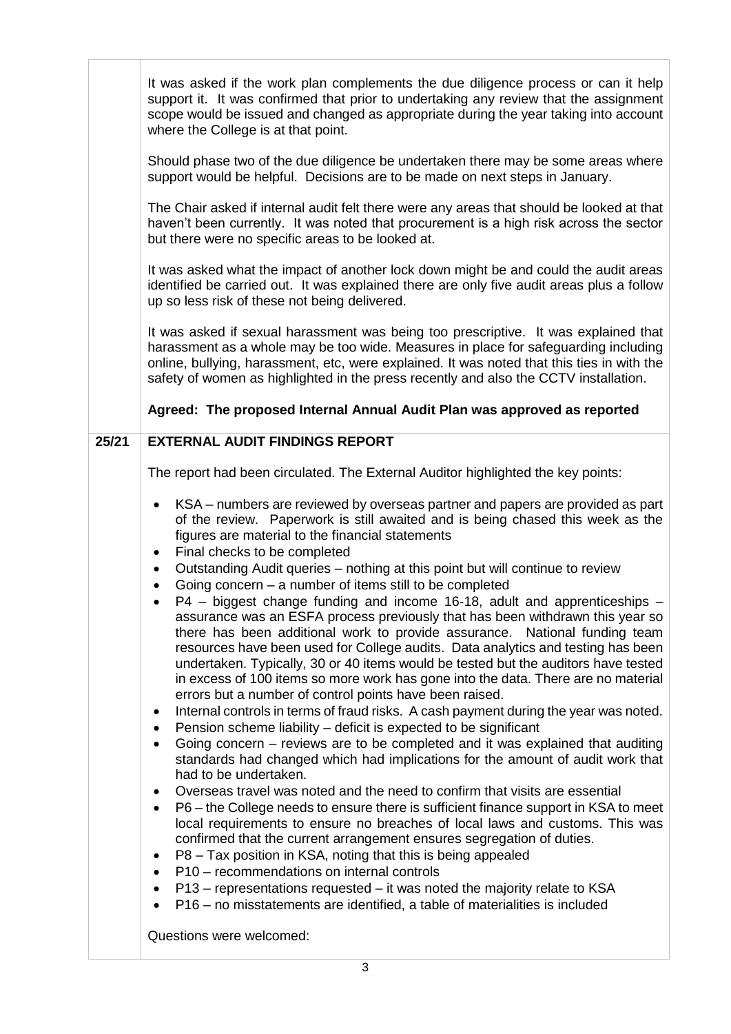| | |
|---|---|
| | It was asked if the work plan complements the due diligence process or can it help support it. It was confirmed that prior to undertaking any review that the assignment scope would be issued and changed as appropriate during the year taking into account where the College is at that point.<br><br>Should phase two of the due diligence be undertaken there may be some areas where support would be helpful. Decisions are to be made on next steps in January.<br><br>The Chair asked if internal audit felt there were any areas that should be looked at that haven't been currently. It was noted that procurement is a high risk across the sector but there were no specific areas to be looked at.<br><br>It was asked what the impact of another lock down might be and could the audit areas identified be carried out. It was explained there are only five audit areas plus a follow up so less risk of these not being delivered.<br><br>It was asked if sexual harassment was being too prescriptive. It was explained that harassment as a whole may be too wide. Measures in place for safeguarding including online, bullying, harassment, etc, were explained. It was noted that this ties in with the safety of women as highlighted in the press recently and also the CCTV installation.<br><br>**Agreed: The proposed Internal Annual Audit Plan was approved as reported** |
| **25/21** | **EXTERNAL AUDIT FINDINGS REPORT**<br><br>The report had been circulated. The External Auditor highlighted the key points:<br><br>• KSA – numbers are reviewed by overseas partner and papers are provided as part of the review. Paperwork is still awaited and is being chased this week as the figures are material to the financial statements<br>• Final checks to be completed<br>• Outstanding Audit queries – nothing at this point but will continue to review<br>• Going concern – a number of items still to be completed<br>• P4 – biggest change funding and income 16-18, adult and apprenticeships – assurance was an ESFA process previously that has been withdrawn this year so there has been additional work to provide assurance. National funding team resources have been used for College audits. Data analytics and testing has been undertaken. Typically, 30 or 40 items would be tested but the auditors have tested in excess of 100 items so more work has gone into the data. There are no material errors but a number of control points have been raised.<br>• Internal controls in terms of fraud risks. A cash payment during the year was noted.<br>• Pension scheme liability – deficit is expected to be significant<br>• Going concern – reviews are to be completed and it was explained that auditing standards had changed which had implications for the amount of audit work that had to be undertaken.<br>• Overseas travel was noted and the need to confirm that visits are essential<br>• P6 – the College needs to ensure there is sufficient finance support in KSA to meet local requirements to ensure no breaches of local laws and customs. This was confirmed that the current arrangement ensures segregation of duties.<br>• P8 – Tax position in KSA, noting that this is being appealed<br>• P10 – recommendations on internal controls<br>• P13 – representations requested – it was noted the majority relate to KSA<br>• P16 – no misstatements are identified, a table of materialities is included<br><br>Questions were welcomed: |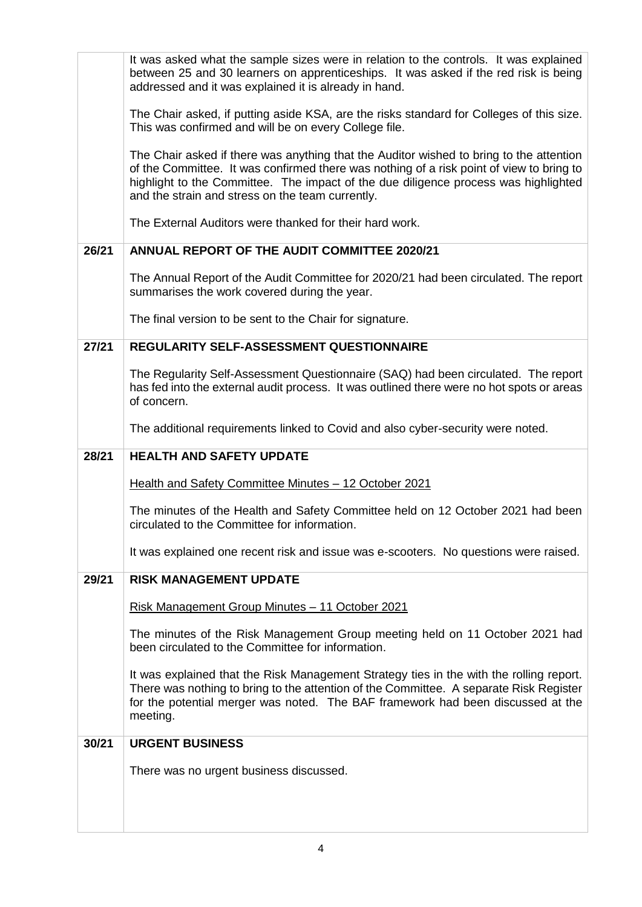|  | It was asked what the sample sizes were in relation to the controls. It was explained between 25 and 30 learners on apprenticeships. It was asked if the red risk is being addressed and it was explained it is already in hand.<br><br>The Chair asked, if putting aside KSA, are the risks standard for Colleges of this size. This was confirmed and will be on every College file.<br><br>The Chair asked if there was anything that the Auditor wished to bring to the attention of the Committee. It was confirmed there was nothing of a risk point of view to bring to highlight to the Committee. The impact of the due diligence process was highlighted and the strain and stress on the team currently.<br><br>The External Auditors were thanked for their hard work. |
|---|---|
| **26/21** | **ANNUAL REPORT OF THE AUDIT COMMITTEE 2020/21**<br><br>The Annual Report of the Audit Committee for 2020/21 had been circulated. The report summarises the work covered during the year.<br><br>The final version to be sent to the Chair for signature. |
| **27/21** | **REGULARITY SELF-ASSESSMENT QUESTIONNAIRE**<br><br>The Regularity Self-Assessment Questionnaire (SAQ) had been circulated. The report has fed into the external audit process. It was outlined there were no hot spots or areas of concern.<br><br>The additional requirements linked to Covid and also cyber-security were noted. |
| **28/21** | **HEALTH AND SAFETY UPDATE**<br><br><u>Health and Safety Committee Minutes – 12 October 2021</u><br><br>The minutes of the Health and Safety Committee held on 12 October 2021 had been circulated to the Committee for information.<br><br>It was explained one recent risk and issue was e-scooters. No questions were raised. |
| **29/21** | **RISK MANAGEMENT UPDATE**<br><br><u>Risk Management Group Minutes – 11 October 2021</u><br><br>The minutes of the Risk Management Group meeting held on 11 October 2021 had been circulated to the Committee for information.<br><br>It was explained that the Risk Management Strategy ties in the with the rolling report. There was nothing to bring to the attention of the Committee. A separate Risk Register for the potential merger was noted. The BAF framework had been discussed at the meeting. |
| **30/21** | **URGENT BUSINESS**<br><br>There was no urgent business discussed. |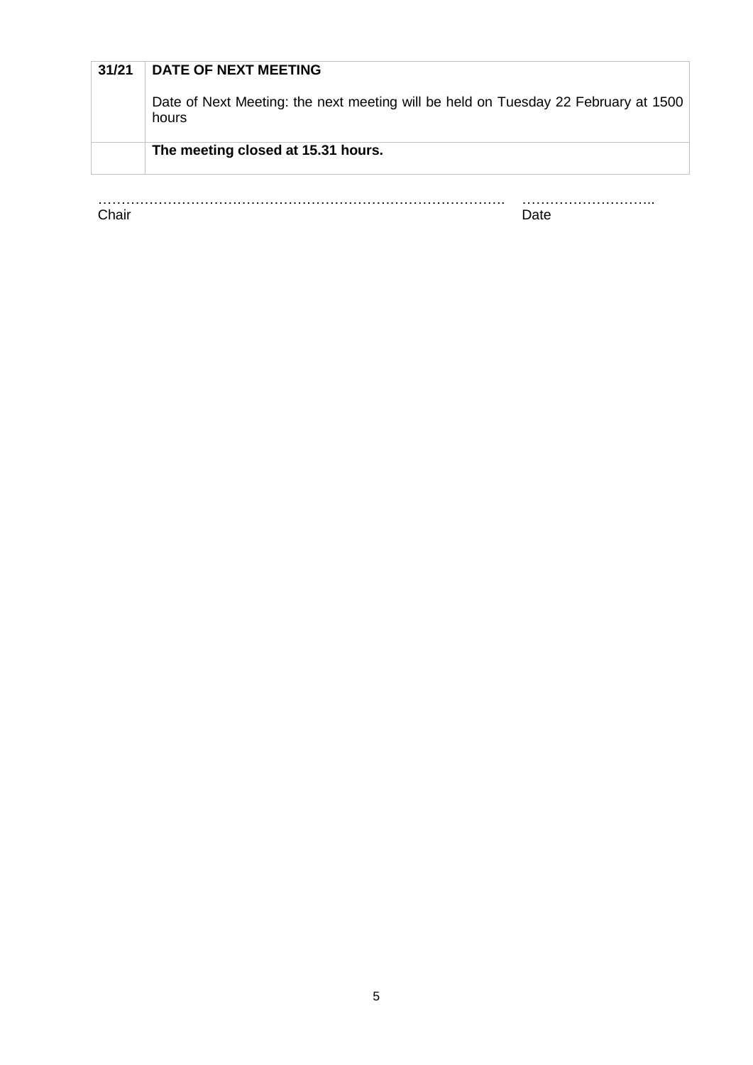| | |
|---|---|
| **31/21** | **DATE OF NEXT MEETING**<br><br>Date of Next Meeting: the next meeting will be held on Tuesday 22 February at 1500 hours |
| | **The meeting closed at 15.31 hours.** |

…………………………………………………………………………… ………………………..

Chair Date